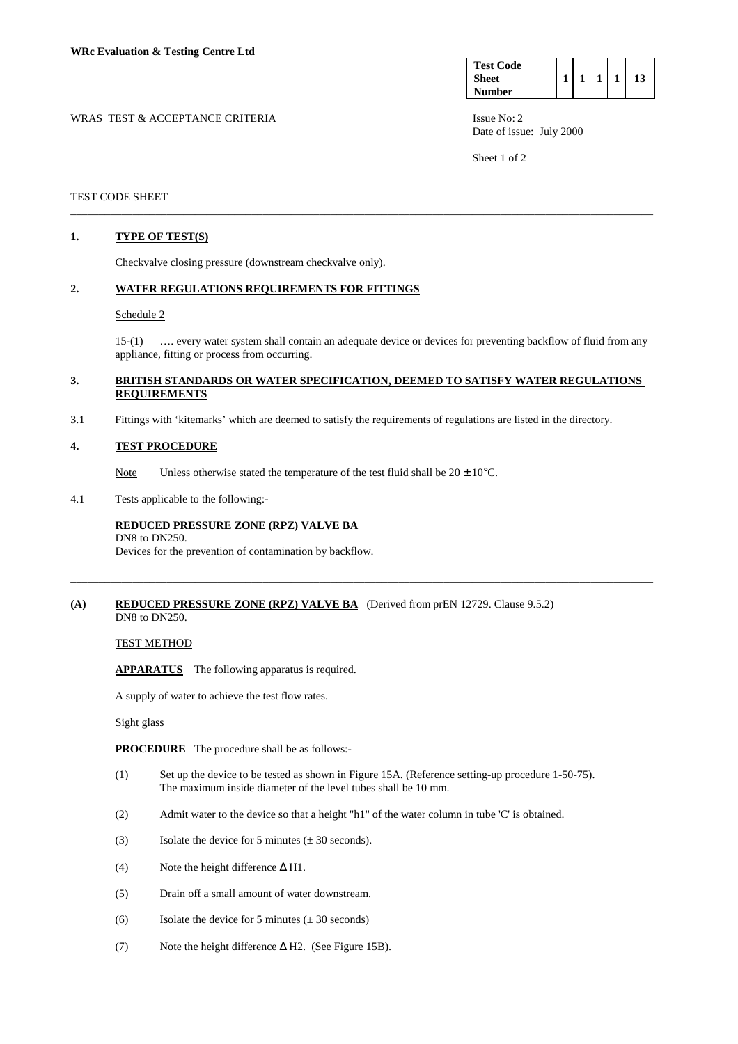**WRc Evaluation & Testing Centre Ltd**

| Test Code Sheet Number | 1 | 1 | 1 | 1 | 13 |
|---|---|---|---|---|---|

WRAS TEST & ACCEPTANCE CRITERIA

Issue No: 2
Date of issue: July 2000

TEST CODE SHEET

---

## 1. TYPE OF TEST(S)

Checkvalve closing pressure (downstream checkvalve only).

## 2. WATER REGULATIONS REQUIREMENTS FOR FITTINGS

Schedule 2

15-(1) …. every water system shall contain an adequate device or devices for preventing backflow of fluid from any appliance, fitting or process from occurring.

## 3. BRITISH STANDARDS OR WATER SPECIFICATION, DEEMED TO SATISFY WATER REGULATIONS REQUIREMENTS

3.1 Fittings with 'kitemarks' which are deemed to satisfy the requirements of regulations are listed in the directory.

## 4. TEST PROCEDURE

Note Unless otherwise stated the temperature of the test fluid shall be $20 \pm 10°C$.

4.1 Tests applicable to the following:-

**REDUCED PRESSURE ZONE (RPZ) VALVE BA**
DN8 to DN250.
Devices for the prevention of contamination by backflow.

---

## (A) REDUCED PRESSURE ZONE (RPZ) VALVE BA (Derived from prEN 12729. Clause 9.5.2)

DN8 to DN250.

TEST METHOD

**APPARATUS** The following apparatus is required.

A supply of water to achieve the test flow rates.

Sight glass

**PROCEDURE** The procedure shall be as follows:-

(1) Set up the device to be tested as shown in Figure 15A. (Reference setting-up procedure 1-50-75). The maximum inside diameter of the level tubes shall be 10 mm.

(2) Admit water to the device so that a height "h1" of the water column in tube 'C' is obtained.

(3) Isolate the device for 5 minutes (± 30 seconds).

(4) Note the height difference $\Delta$ H1.

(5) Drain off a small amount of water downstream.

(6) Isolate the device for 5 minutes (± 30 seconds)

(7) Note the height difference $\Delta$ H2. (See Figure 15B).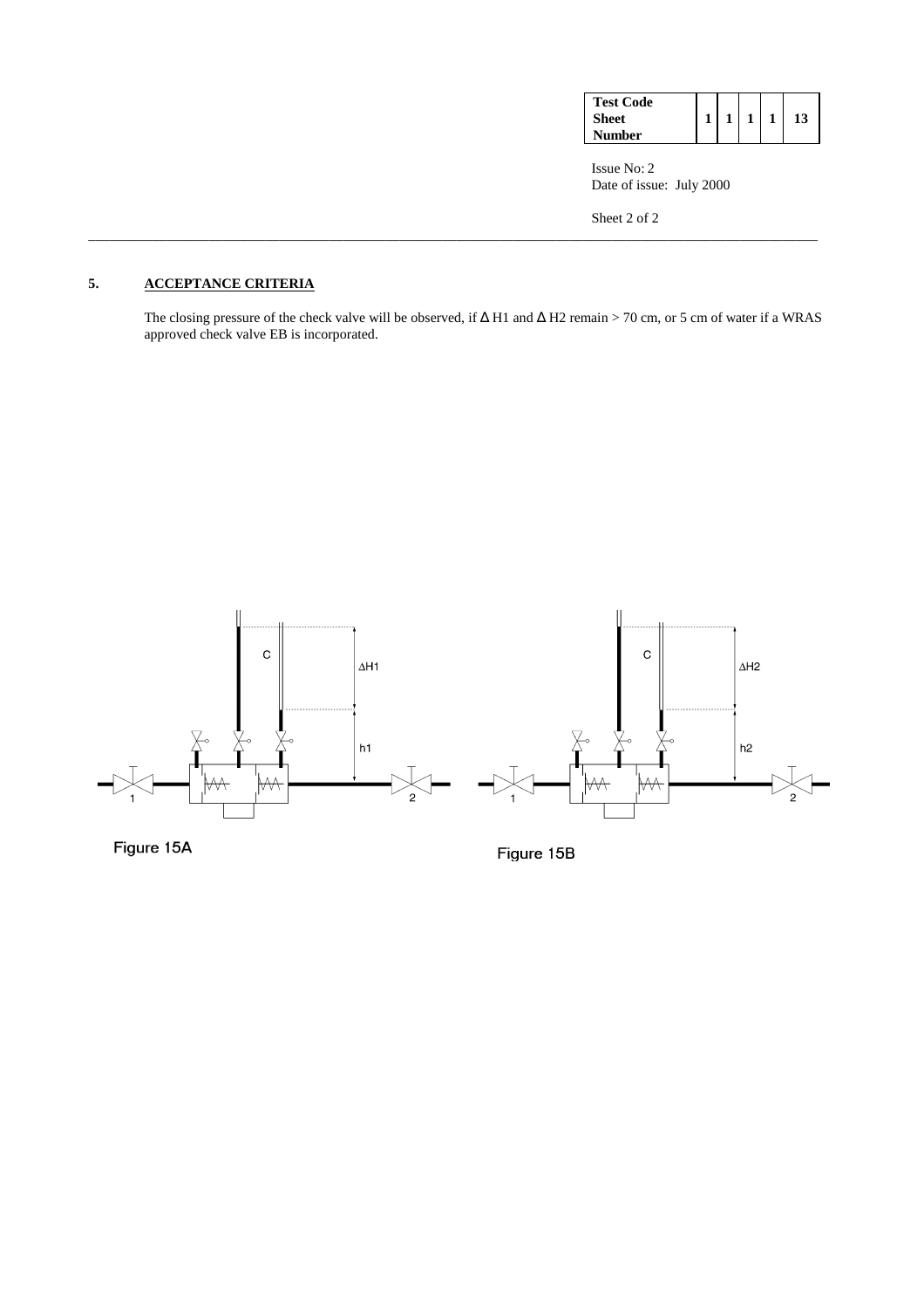## 5. ACCEPTANCE CRITERIA

The closing pressure of the check valve will be observed, if $\Delta$H1 and $\Delta$H2 remain > 70 cm, or 5 cm of water if a WRAS approved check valve EB is incorporated.

C

$\Delta$H1

h1

1

2

Figure 15A

C

$\Delta$H2

h2

1

2

Figure 15B